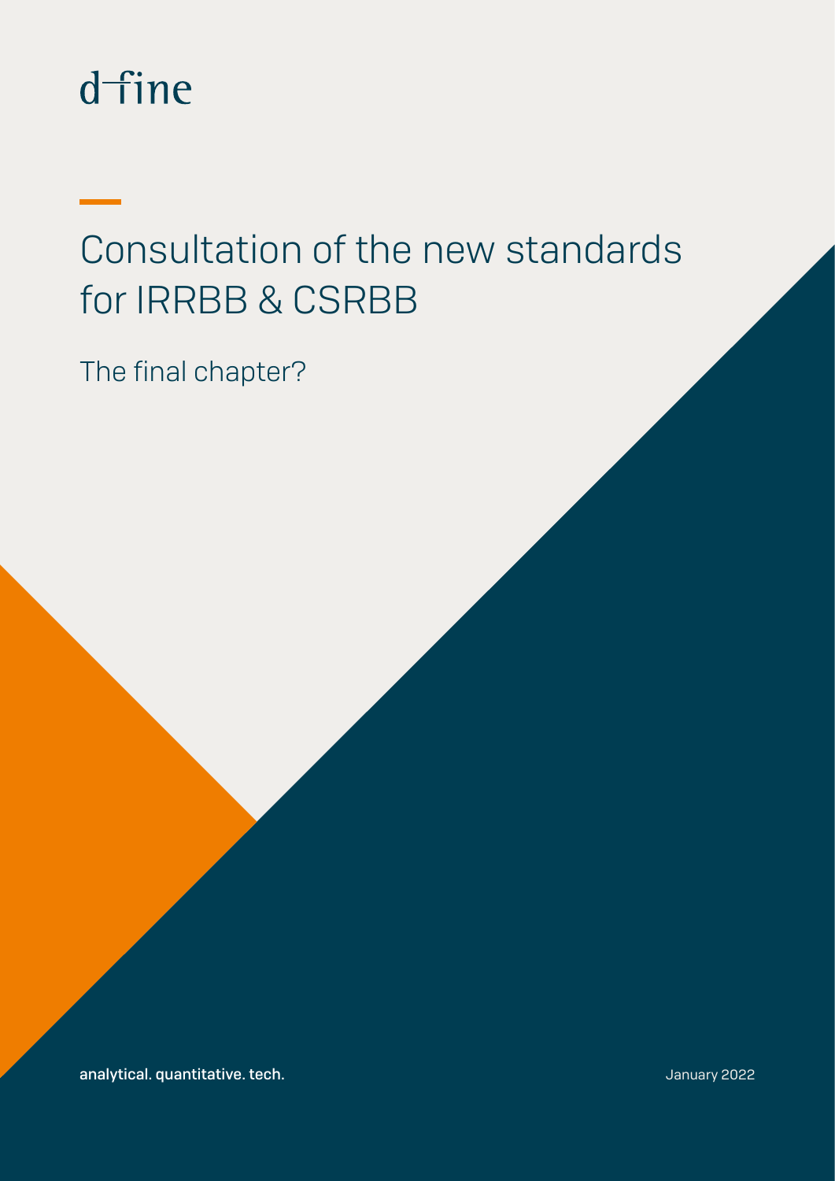d-fine

# Consultation of the new standards for IRRBB & CSRBB

The final chapter?

**analytical. quantitative. tech.**

January 2022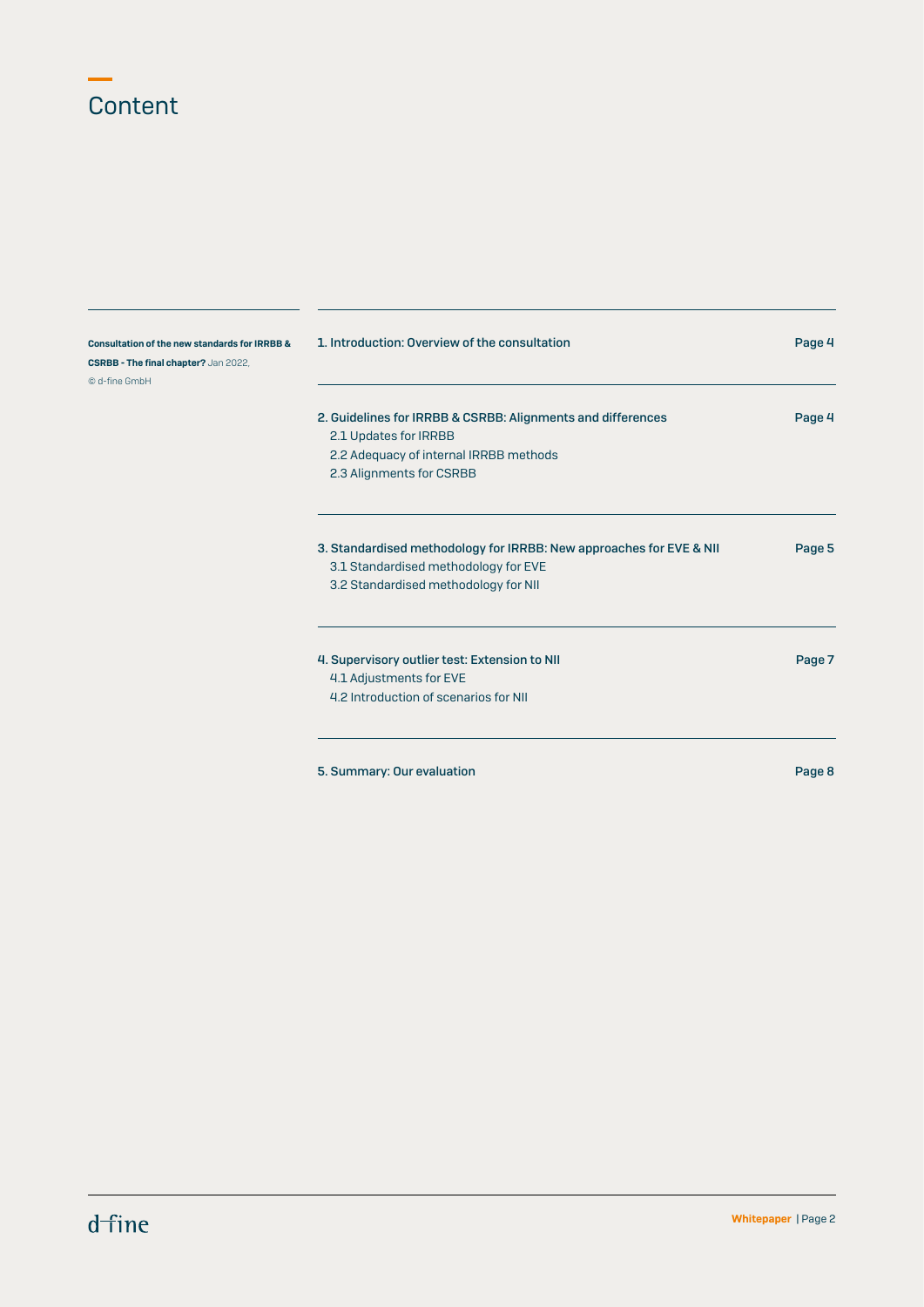# Content

**Consultation of the new standards for IRRBB & CSRBB - The final chapter?** Jan 2022, © d-fine GmbH

| | |
|---|---|
| 1. Introduction: Overview of the consultation | Page 4 |
| 2. Guidelines for IRRBB & CSRBB: Alignments and differences | Page 4 |
| 2.1 Updates for IRRBB | |
| 2.2 Adequacy of internal IRRBB methods | |
| 2.3 Alignments for CSRBB | |
| 3. Standardised methodology for IRRBB: New approaches for EVE & NII | Page 5 |
| 3.1 Standardised methodology for EVE | |
| 3.2 Standardised methodology for NII | |
| 4. Supervisory outlier test: Extension to NII | Page 7 |
| 4.1 Adjustments for EVE | |
| 4.2 Introduction of scenarios for NII | |
| 5. Summary: Our evaluation | Page 8 |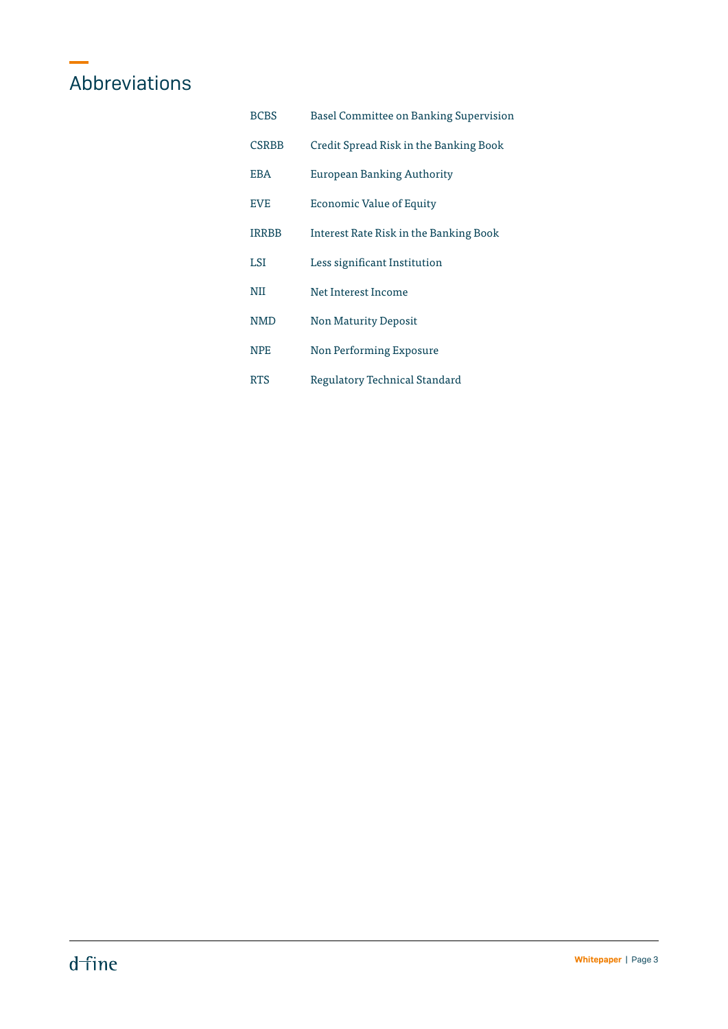# Abbreviations

| | |
|---|---|
| BCBS | Basel Committee on Banking Supervision |
| CSRBB | Credit Spread Risk in the Banking Book |
| EBA | European Banking Authority |
| EVE | Economic Value of Equity |
| IRRBB | Interest Rate Risk in the Banking Book |
| LSI | Less significant Institution |
| NII | Net Interest Income |
| NMD | Non Maturity Deposit |
| NPE | Non Performing Exposure |
| RTS | Regulatory Technical Standard |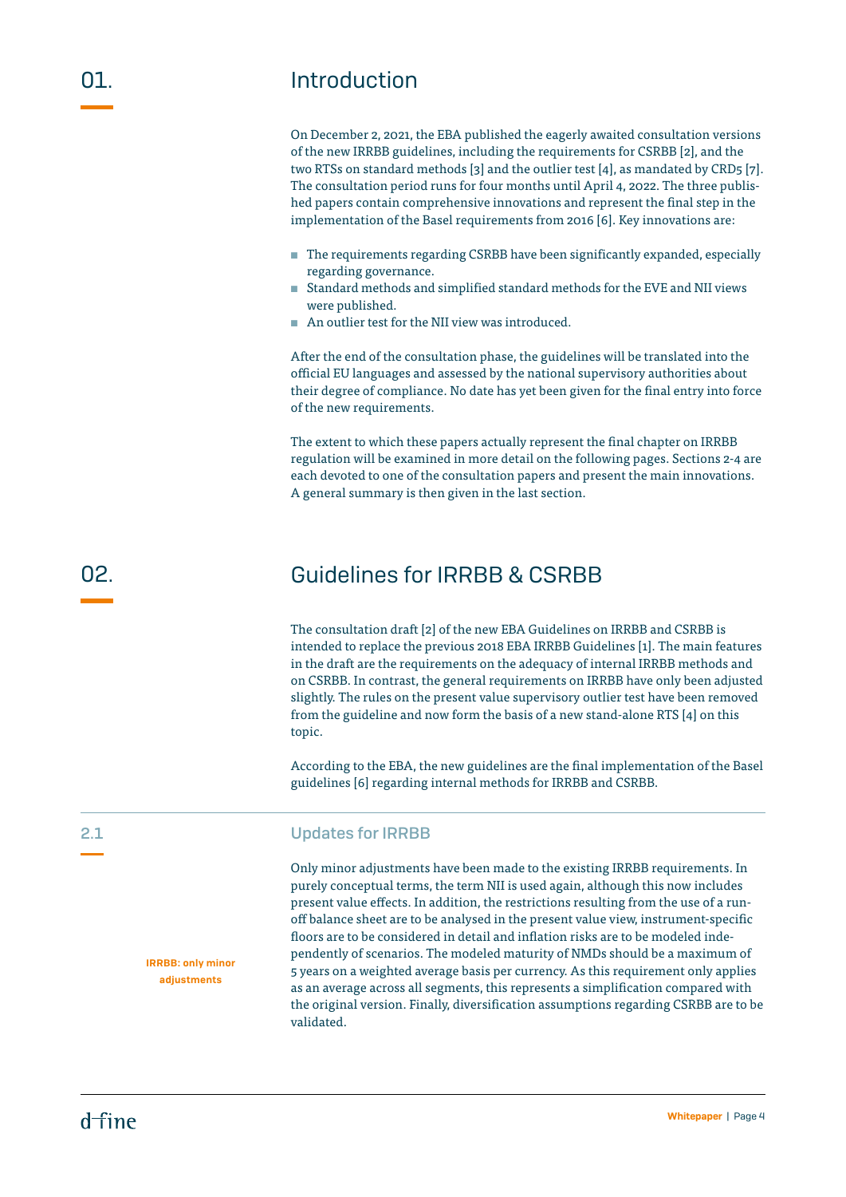# 01. Introduction

On December 2, 2021, the EBA published the eagerly awaited consultation versions of the new IRRBB guidelines, including the requirements for CSRBB [2], and the two RTSs on standard methods [3] and the outlier test [4], as mandated by CRD5 [7]. The consultation period runs for four months until April 4, 2022. The three published papers contain comprehensive innovations and represent the final step in the implementation of the Basel requirements from 2016 [6]. Key innovations are:

- The requirements regarding CSRBB have been significantly expanded, especially regarding governance.
- Standard methods and simplified standard methods for the EVE and NII views were published.
- An outlier test for the NII view was introduced.

After the end of the consultation phase, the guidelines will be translated into the official EU languages and assessed by the national supervisory authorities about their degree of compliance. No date has yet been given for the final entry into force of the new requirements.

The extent to which these papers actually represent the final chapter on IRRBB regulation will be examined in more detail on the following pages. Sections 2-4 are each devoted to one of the consultation papers and present the main innovations. A general summary is then given in the last section.

# 02. Guidelines for IRRBB & CSRBB

The consultation draft [2] of the new EBA Guidelines on IRRBB and CSRBB is intended to replace the previous 2018 EBA IRRBB Guidelines [1]. The main features in the draft are the requirements on the adequacy of internal IRRBB methods and on CSRBB. In contrast, the general requirements on IRRBB have only been adjusted slightly. The rules on the present value supervisory outlier test have been removed from the guideline and now form the basis of a new stand-alone RTS [4] on this topic.

According to the EBA, the new guidelines are the final implementation of the Basel guidelines [6] regarding internal methods for IRRBB and CSRBB.

## 2.1 Updates for IRRBB

**IRRBB: only minor adjustments**

Only minor adjustments have been made to the existing IRRBB requirements. In purely conceptual terms, the term NII is used again, although this now includes present value effects. In addition, the restrictions resulting from the use of a run-off balance sheet are to be analysed in the present value view, instrument-specific floors are to be considered in detail and inflation risks are to be modeled independently of scenarios. The modeled maturity of NMDs should be a maximum of 5 years on a weighted average basis per currency. As this requirement only applies as an average across all segments, this represents a simplification compared with the original version. Finally, diversification assumptions regarding CSRBB are to be validated.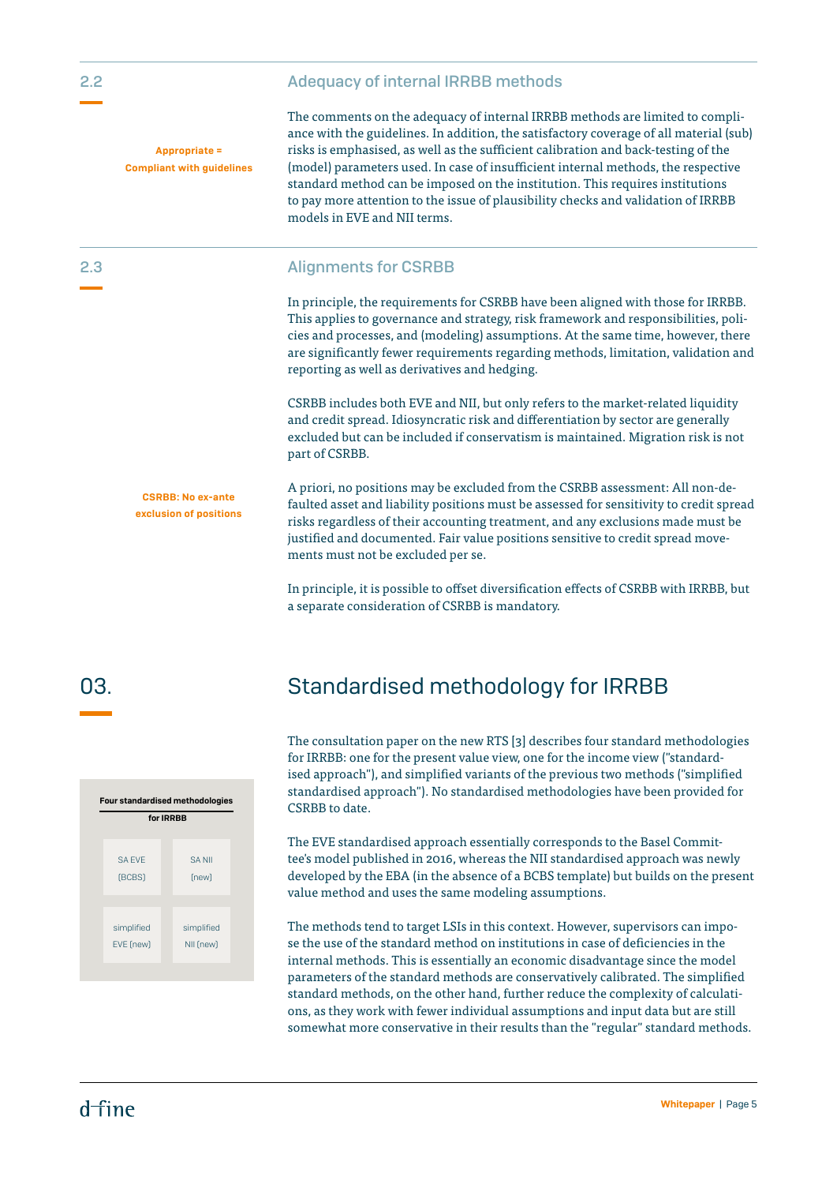## 2.2 Adequacy of internal IRRBB methods

**Appropriate = Compliant with guidelines**

The comments on the adequacy of internal IRRBB methods are limited to compliance with the guidelines. In addition, the satisfactory coverage of all material (sub) risks is emphasised, as well as the sufficient calibration and back-testing of the (model) parameters used. In case of insufficient internal methods, the respective standard method can be imposed on the institution. This requires institutions to pay more attention to the issue of plausibility checks and validation of IRRBB models in EVE and NII terms.

## 2.3 Alignments for CSRBB

In principle, the requirements for CSRBB have been aligned with those for IRRBB. This applies to governance and strategy, risk framework and responsibilities, policies and processes, and (modeling) assumptions. At the same time, however, there are significantly fewer requirements regarding methods, limitation, validation and reporting as well as derivatives and hedging.

CSRBB includes both EVE and NII, but only refers to the market-related liquidity and credit spread. Idiosyncratic risk and differentiation by sector are generally excluded but can be included if conservatism is maintained. Migration risk is not part of CSRBB.

**CSRBB: No ex-ante exclusion of positions**

A priori, no positions may be excluded from the CSRBB assessment: All non-defaulted asset and liability positions must be assessed for sensitivity to credit spread risks regardless of their accounting treatment, and any exclusions made must be justified and documented. Fair value positions sensitive to credit spread movements must not be excluded per se.

In principle, it is possible to offset diversification effects of CSRBB with IRRBB, but a separate consideration of CSRBB is mandatory.

# 03. Standardised methodology for IRRBB

**Four standardised methodologies for IRRBB**

| | |
|---|---|
| SA EVE (BCBS) | SA NII (new) |
| simplified EVE (new) | simplified NII (new) |

The consultation paper on the new RTS [3] describes four standard methodologies for IRRBB: one for the present value view, one for the income view ("standardised approach"), and simplified variants of the previous two methods ("simplified standardised approach"). No standardised methodologies have been provided for CSRBB to date.

The EVE standardised approach essentially corresponds to the Basel Committee's model published in 2016, whereas the NII standardised approach was newly developed by the EBA (in the absence of a BCBS template) but builds on the present value method and uses the same modeling assumptions.

The methods tend to target LSIs in this context. However, supervisors can impose the use of the standard method on institutions in case of deficiencies in the internal methods. This is essentially an economic disadvantage since the model parameters of the standard methods are conservatively calibrated. The simplified standard methods, on the other hand, further reduce the complexity of calculations, as they work with fewer individual assumptions and input data but are still somewhat more conservative in their results than the "regular" standard methods.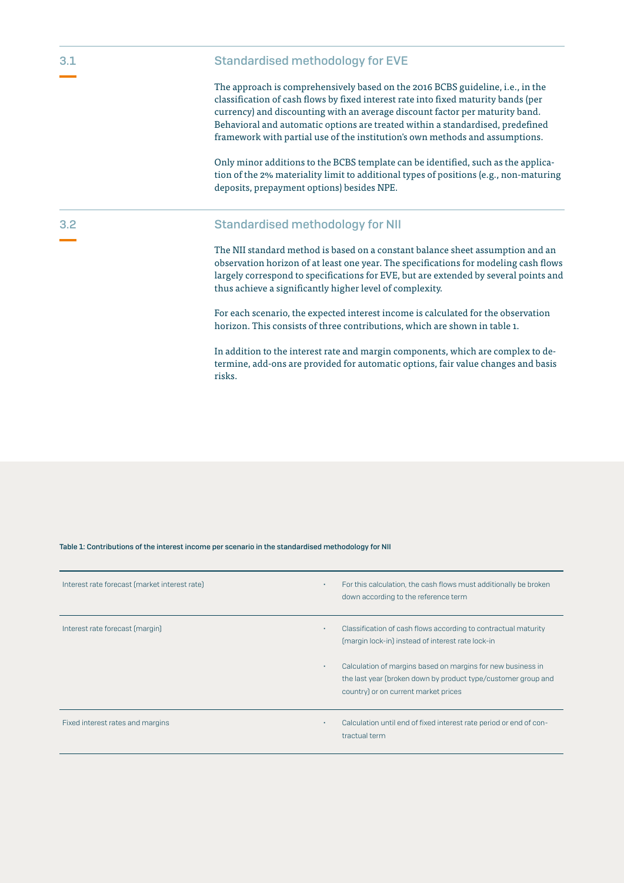## 3.1 Standardised methodology for EVE

The approach is comprehensively based on the 2016 BCBS guideline, i.e., in the classification of cash flows by fixed interest rate into fixed maturity bands (per currency) and discounting with an average discount factor per maturity band. Behavioral and automatic options are treated within a standardised, predefined framework with partial use of the institution's own methods and assumptions.

Only minor additions to the BCBS template can be identified, such as the application of the 2% materiality limit to additional types of positions (e.g., non-maturing deposits, prepayment options) besides NPE.

## 3.2 Standardised methodology for NII

The NII standard method is based on a constant balance sheet assumption and an observation horizon of at least one year. The specifications for modeling cash flows largely correspond to specifications for EVE, but are extended by several points and thus achieve a significantly higher level of complexity.

For each scenario, the expected interest income is calculated for the observation horizon. This consists of three contributions, which are shown in table 1.

In addition to the interest rate and margin components, which are complex to determine, add-ons are provided for automatic options, fair value changes and basis risks.

**Table 1: Contributions of the interest income per scenario in the standardised methodology for NII**

| | |
|---|---|
| Interest rate forecast (market interest rate) | • For this calculation, the cash flows must additionally be broken down according to the reference term |
| Interest rate forecast (margin) | • Classification of cash flows according to contractual maturity (margin lock-in) instead of interest rate lock-in<br>• Calculation of margins based on margins for new business in the last year (broken down by product type/customer group and country) or on current market prices |
| Fixed interest rates and margins | • Calculation until end of fixed interest rate period or end of contractual term |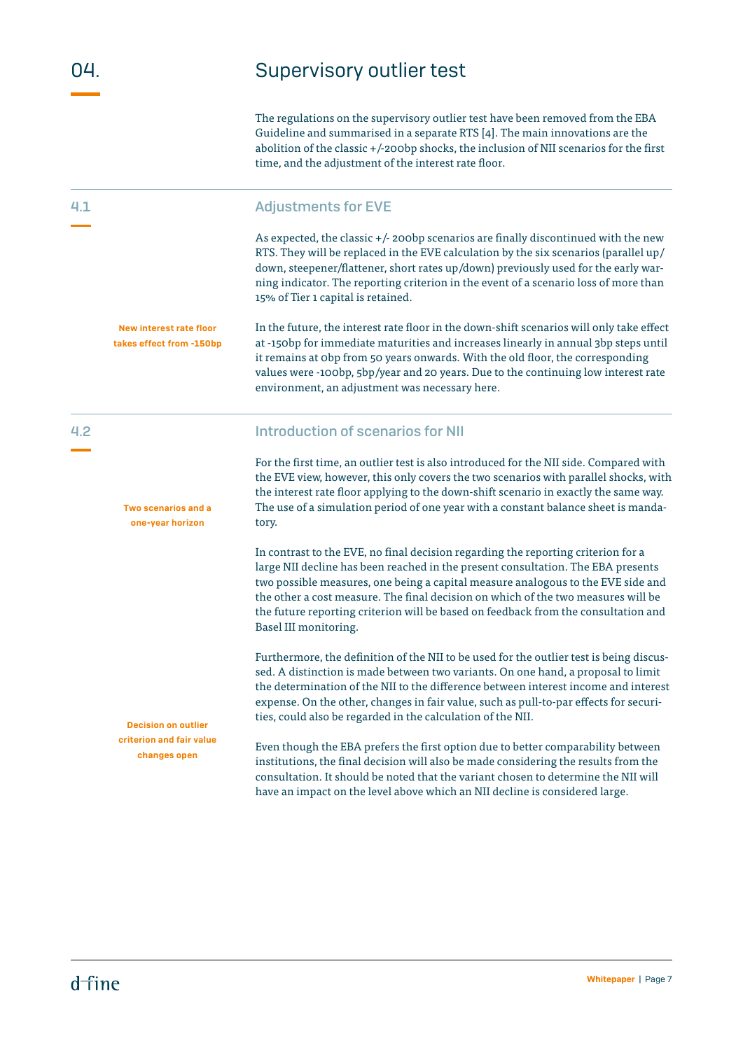# 04. Supervisory outlier test

The regulations on the supervisory outlier test have been removed from the EBA Guideline and summarised in a separate RTS [4]. The main innovations are the abolition of the classic +/-200bp shocks, the inclusion of NII scenarios for the first time, and the adjustment of the interest rate floor.

## 4.1 Adjustments for EVE

As expected, the classic +/- 200bp scenarios are finally discontinued with the new RTS. They will be replaced in the EVE calculation by the six scenarios (parallel up/down, steepener/flattener, short rates up/down) previously used for the early warning indicator. The reporting criterion in the event of a scenario loss of more than 15% of Tier 1 capital is retained.

**New interest rate floor takes effect from -150bp**

In the future, the interest rate floor in the down-shift scenarios will only take effect at -150bp for immediate maturities and increases linearly in annual 3bp steps until it remains at 0bp from 50 years onwards. With the old floor, the corresponding values were -100bp, 5bp/year and 20 years. Due to the continuing low interest rate environment, an adjustment was necessary here.

## 4.2 Introduction of scenarios for NII

**Two scenarios and a one-year horizon**

For the first time, an outlier test is also introduced for the NII side. Compared with the EVE view, however, this only covers the two scenarios with parallel shocks, with the interest rate floor applying to the down-shift scenario in exactly the same way. The use of a simulation period of one year with a constant balance sheet is mandatory.

In contrast to the EVE, no final decision regarding the reporting criterion for a large NII decline has been reached in the present consultation. The EBA presents two possible measures, one being a capital measure analogous to the EVE side and the other a cost measure. The final decision on which of the two measures will be the future reporting criterion will be based on feedback from the consultation and Basel III monitoring.

**Decision on outlier criterion and fair value changes open**

Furthermore, the definition of the NII to be used for the outlier test is being discussed. A distinction is made between two variants. On one hand, a proposal to limit the determination of the NII to the difference between interest income and interest expense. On the other, changes in fair value, such as pull-to-par effects for securities, could also be regarded in the calculation of the NII.

Even though the EBA prefers the first option due to better comparability between institutions, the final decision will also be made considering the results from the consultation. It should be noted that the variant chosen to determine the NII will have an impact on the level above which an NII decline is considered large.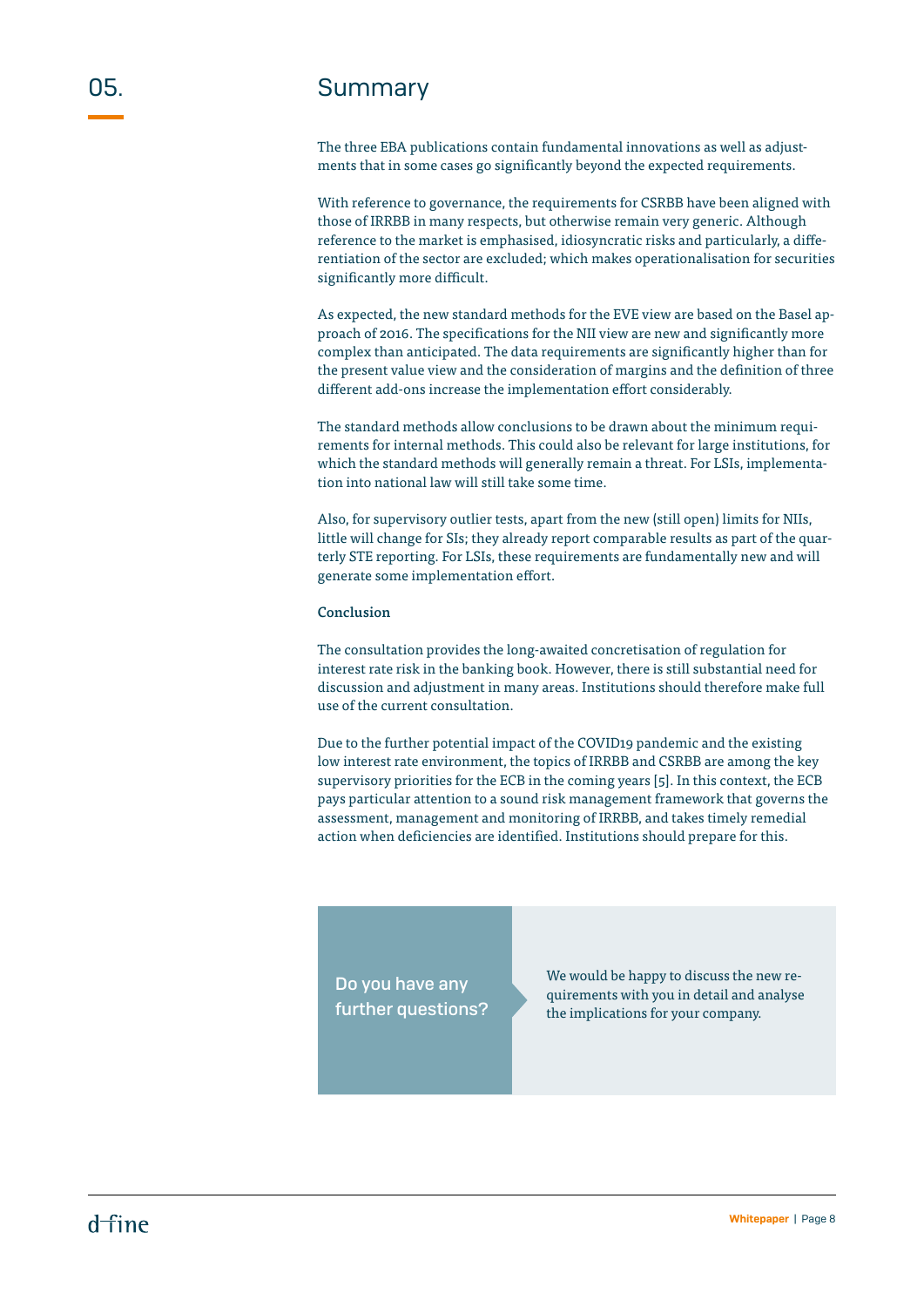# 05. Summary

The three EBA publications contain fundamental innovations as well as adjustments that in some cases go significantly beyond the expected requirements.

With reference to governance, the requirements for CSRBB have been aligned with those of IRRBB in many respects, but otherwise remain very generic. Although reference to the market is emphasised, idiosyncratic risks and particularly, a differentiation of the sector are excluded; which makes operationalisation for securities significantly more difficult.

As expected, the new standard methods for the EVE view are based on the Basel approach of 2016. The specifications for the NII view are new and significantly more complex than anticipated. The data requirements are significantly higher than for the present value view and the consideration of margins and the definition of three different add-ons increase the implementation effort considerably.

The standard methods allow conclusions to be drawn about the minimum requirements for internal methods. This could also be relevant for large institutions, for which the standard methods will generally remain a threat. For LSIs, implementation into national law will still take some time.

Also, for supervisory outlier tests, apart from the new (still open) limits for NIIs, little will change for SIs; they already report comparable results as part of the quarterly STE reporting. For LSIs, these requirements are fundamentally new and will generate some implementation effort.

**Conclusion**

The consultation provides the long-awaited concretisation of regulation for interest rate risk in the banking book. However, there is still substantial need for discussion and adjustment in many areas. Institutions should therefore make full use of the current consultation.

Due to the further potential impact of the COVID19 pandemic and the existing low interest rate environment, the topics of IRRBB and CSRBB are among the key supervisory priorities for the ECB in the coming years [5]. In this context, the ECB pays particular attention to a sound risk management framework that governs the assessment, management and monitoring of IRRBB, and takes timely remedial action when deficiencies are identified. Institutions should prepare for this.

**Do you have any further questions?**

We would be happy to discuss the new requirements with you in detail and analyse the implications for your company.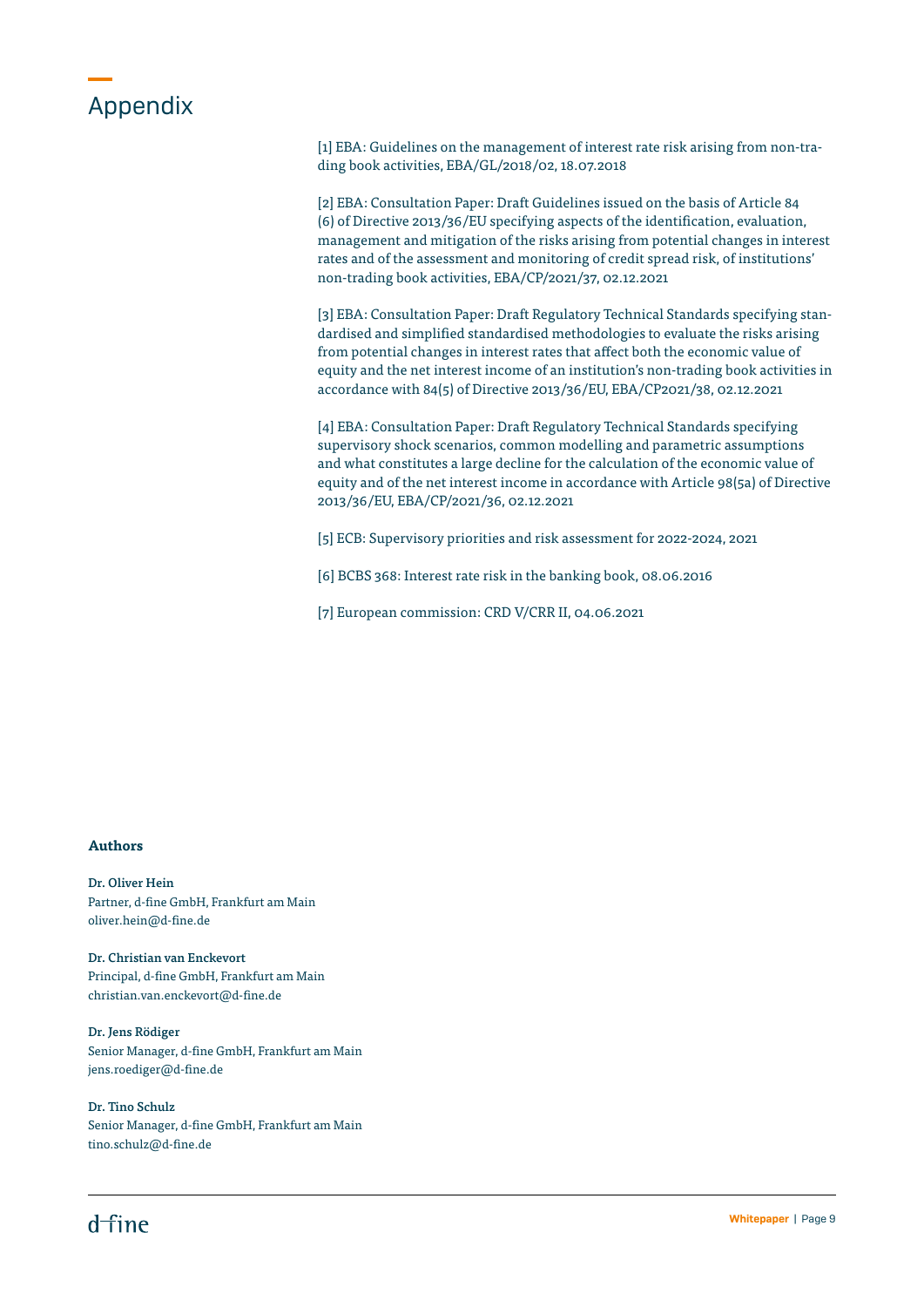# Appendix

[1] EBA: Guidelines on the management of interest rate risk arising from non-trading book activities, EBA/GL/2018/02, 18.07.2018

[2] EBA: Consultation Paper: Draft Guidelines issued on the basis of Article 84 (6) of Directive 2013/36/EU specifying aspects of the identification, evaluation, management and mitigation of the risks arising from potential changes in interest rates and of the assessment and monitoring of credit spread risk, of institutions' non-trading book activities, EBA/CP/2021/37, 02.12.2021

[3] EBA: Consultation Paper: Draft Regulatory Technical Standards specifying standardised and simplified standardised methodologies to evaluate the risks arising from potential changes in interest rates that affect both the economic value of equity and the net interest income of an institution's non-trading book activities in accordance with 84(5) of Directive 2013/36/EU, EBA/CP2021/38, 02.12.2021

[4] EBA: Consultation Paper: Draft Regulatory Technical Standards specifying supervisory shock scenarios, common modelling and parametric assumptions and what constitutes a large decline for the calculation of the economic value of equity and of the net interest income in accordance with Article 98(5a) of Directive 2013/36/EU, EBA/CP/2021/36, 02.12.2021

[5] ECB: Supervisory priorities and risk assessment for 2022-2024, 2021

[6] BCBS 368: Interest rate risk in the banking book, 08.06.2016

[7] European commission: CRD V/CRR II, 04.06.2021

**Authors**

**Dr. Oliver Hein**
Partner, d-fine GmbH, Frankfurt am Main
oliver.hein@d-fine.de

**Dr. Christian van Enckevort**
Principal, d-fine GmbH, Frankfurt am Main
christian.van.enckevort@d-fine.de

**Dr. Jens Rödiger**
Senior Manager, d-fine GmbH, Frankfurt am Main
jens.roediger@d-fine.de

**Dr. Tino Schulz**
Senior Manager, d-fine GmbH, Frankfurt am Main
tino.schulz@d-fine.de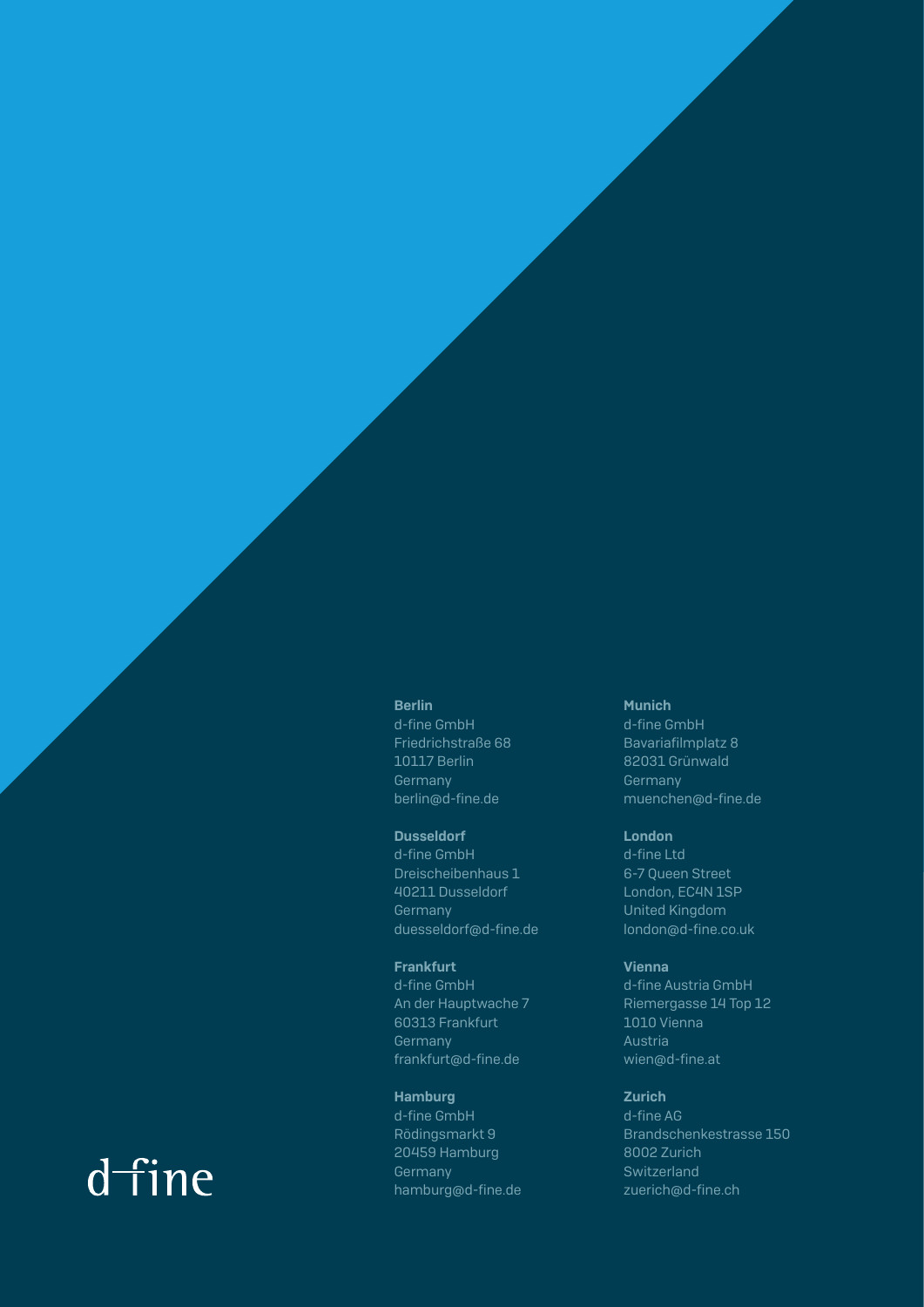**Berlin**
d-fine GmbH
Friedrichstraße 68
10117 Berlin
Germany
berlin@d-fine.de

**Dusseldorf**
d-fine GmbH
Dreischeibenhaus 1
40211 Dusseldorf
Germany
duesseldorf@d-fine.de

**Frankfurt**
d-fine GmbH
An der Hauptwache 7
60313 Frankfurt
Germany
frankfurt@d-fine.de

**Hamburg**
d-fine GmbH
Rödingsmarkt 9
20459 Hamburg
Germany
hamburg@d-fine.de

**Munich**
d-fine GmbH
Bavariafilmplatz 8
82031 Grünwald
Germany
muenchen@d-fine.de

**London**
d-fine Ltd
6-7 Queen Street
London, EC4N 1SP
United Kingdom
london@d-fine.co.uk

**Vienna**
d-fine Austria GmbH
Riemergasse 14 Top 12
1010 Vienna
Austria
wien@d-fine.at

**Zurich**
d-fine AG
Brandschenkestrasse 150
8002 Zurich
Switzerland
zuerich@d-fine.ch

d-fine